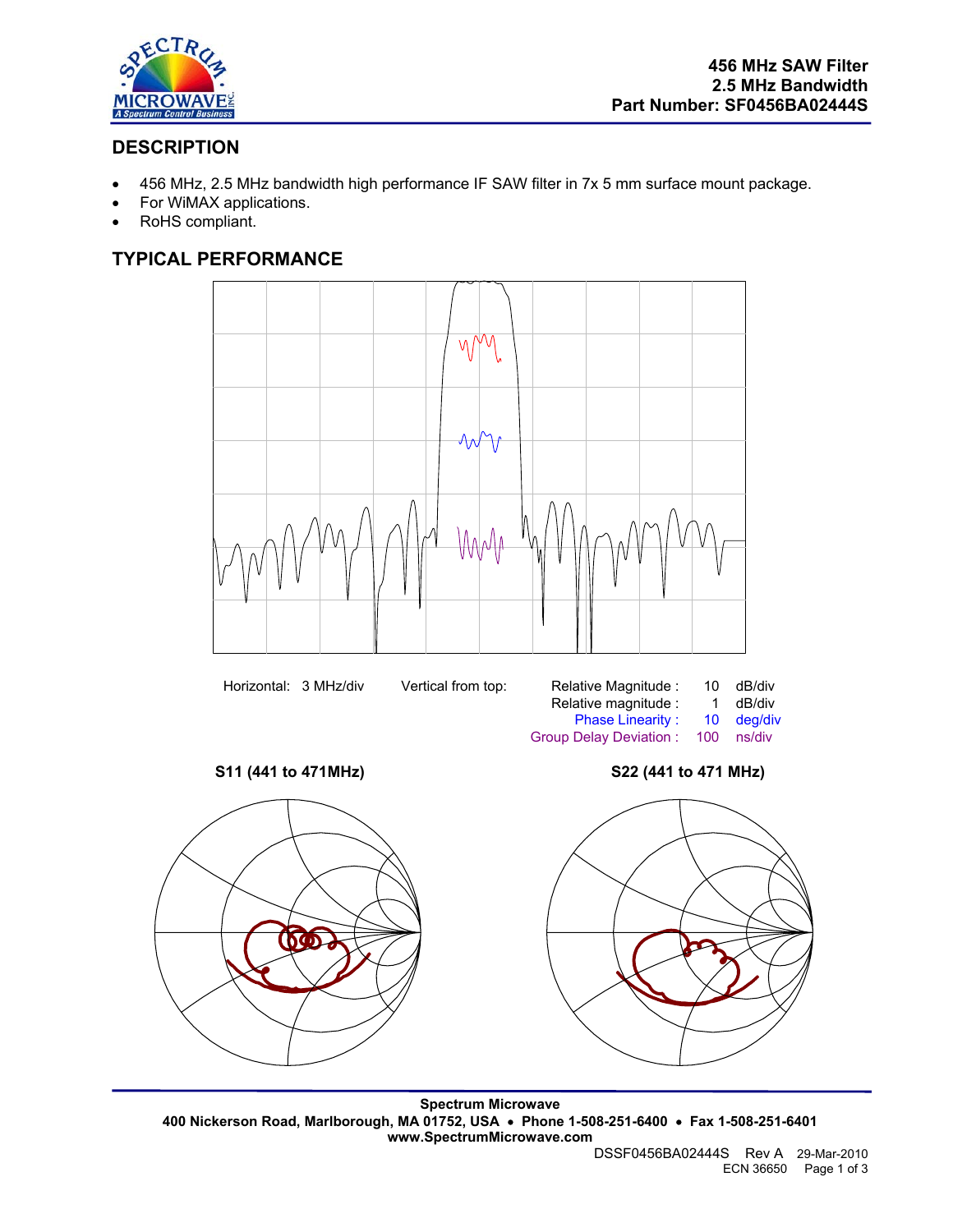456 MHz SAW Filter
2.5 MHz Bandwidth
Part Number: SF0456BA02444S

## DESCRIPTION

- 456 MHz, 2.5 MHz bandwidth high performance IF SAW filter in 7x 5 mm surface mount package.
- For WiMAX applications.
- RoHS compliant.

## TYPICAL PERFORMANCE

Horizontal: 3 MHz/div

| Vertical from top: | | |
|---|---|---|
| Relative Magnitude : | 10 | dB/div |
| Relative magnitude : | 1 | dB/div |
| Phase Linearity : | 10 | deg/div |
| Group Delay Deviation : | 100 | ns/div |

**S11 (441 to 471MHz)**

**S22 (441 to 471 MHz)**

**Spectrum Microwave**
**400 Nickerson Road, Marlborough, MA 01752, USA • Phone 1-508-251-6400 • Fax 1-508-251-6401**
**www.SpectrumMicrowave.com**

DSSF0456BA02444S Rev A 29-Mar-2010
ECN 36650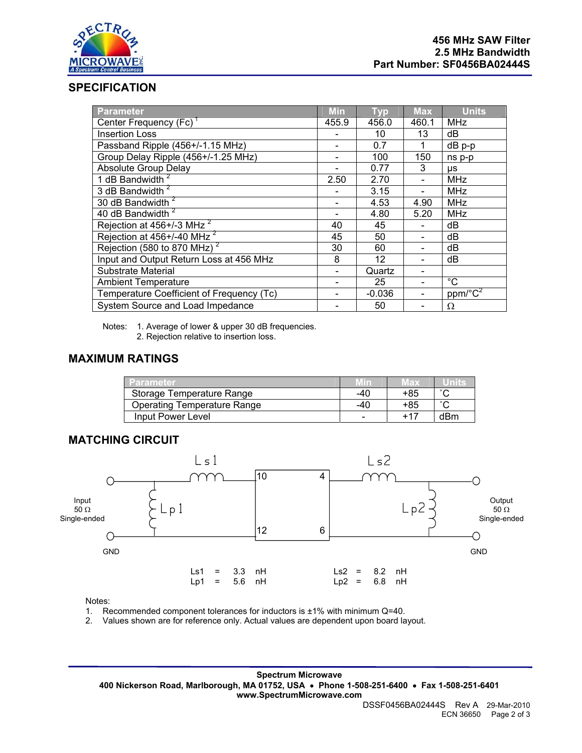456 MHz SAW Filter
2.5 MHz Bandwidth
Part Number: SF0456BA02444S

## SPECIFICATION

| Parameter | Min | Typ | Max | Units |
|---|---|---|---|---|
| Center Frequency (Fc) [1] | 455.9 | 456.0 | 460.1 | MHz |
| Insertion Loss | - | 10 | 13 | dB |
| Passband Ripple (456+/-1.15 MHz) | - | 0.7 | 1 | dB p-p |
| Group Delay Ripple (456+/-1.25 MHz) | - | 100 | 150 | ns p-p |
| Absolute Group Delay | - | 0.77 | 3 | µs |
| 1 dB Bandwidth [2] | 2.50 | 2.70 | - | MHz |
| 3 dB Bandwidth [2] | - | 3.15 | - | MHz |
| 30 dB Bandwidth [2] | - | 4.53 | 4.90 | MHz |
| 40 dB Bandwidth [2] | - | 4.80 | 5.20 | MHz |
| Rejection at 456+/-3 MHz [2] | 40 | 45 | - | dB |
| Rejection at 456+/-40 MHz [2] | 45 | 50 | - | dB |
| Rejection (580 to 870 MHz) [2] | 30 | 60 | - | dB |
| Input and Output Return Loss at 456 MHz | 8 | 12 | - | dB |
| Substrate Material | - | Quartz | - | |
| Ambient Temperature | - | 25 | - | °C |
| Temperature Coefficient of Frequency (Tc) | - | -0.036 | - | ppm/°C$^2$ |
| System Source and Load Impedance | - | 50 | - | Ω |

Notes: 1. Average of lower & upper 30 dB frequencies.
2. Rejection relative to insertion loss.

## MAXIMUM RATINGS

| Parameter | Min | Max | Units |
|---|---|---|---|
| Storage Temperature Range | -40 | +85 | °C |
| Operating Temperature Range | -40 | +85 | °C |
| Input Power Level | - | +17 | dBm |

## MATCHING CIRCUIT

Input 50 Ω Single-ended — Ls1 — pins 10 / 12 — pins 4 / 6 — Ls2 — Output 50 Ω Single-ended

Lp1 (shunt at input), Lp2 (shunt at output), GND

Ls1 = 3.3 nH
Lp1 = 5.6 nH
Ls2 = 8.2 nH
Lp2 = 6.8 nH

Notes:
1. Recommended component tolerances for inductors is ±1% with minimum Q=40.
2. Values shown are for reference only. Actual values are dependent upon board layout.

**Spectrum Microwave**
**400 Nickerson Road, Marlborough, MA 01752, USA • Phone 1-508-251-6400 • Fax 1-508-251-6401**
**www.SpectrumMicrowave.com**

DSSF0456BA02444S Rev A 29-Mar-2010
ECN 36650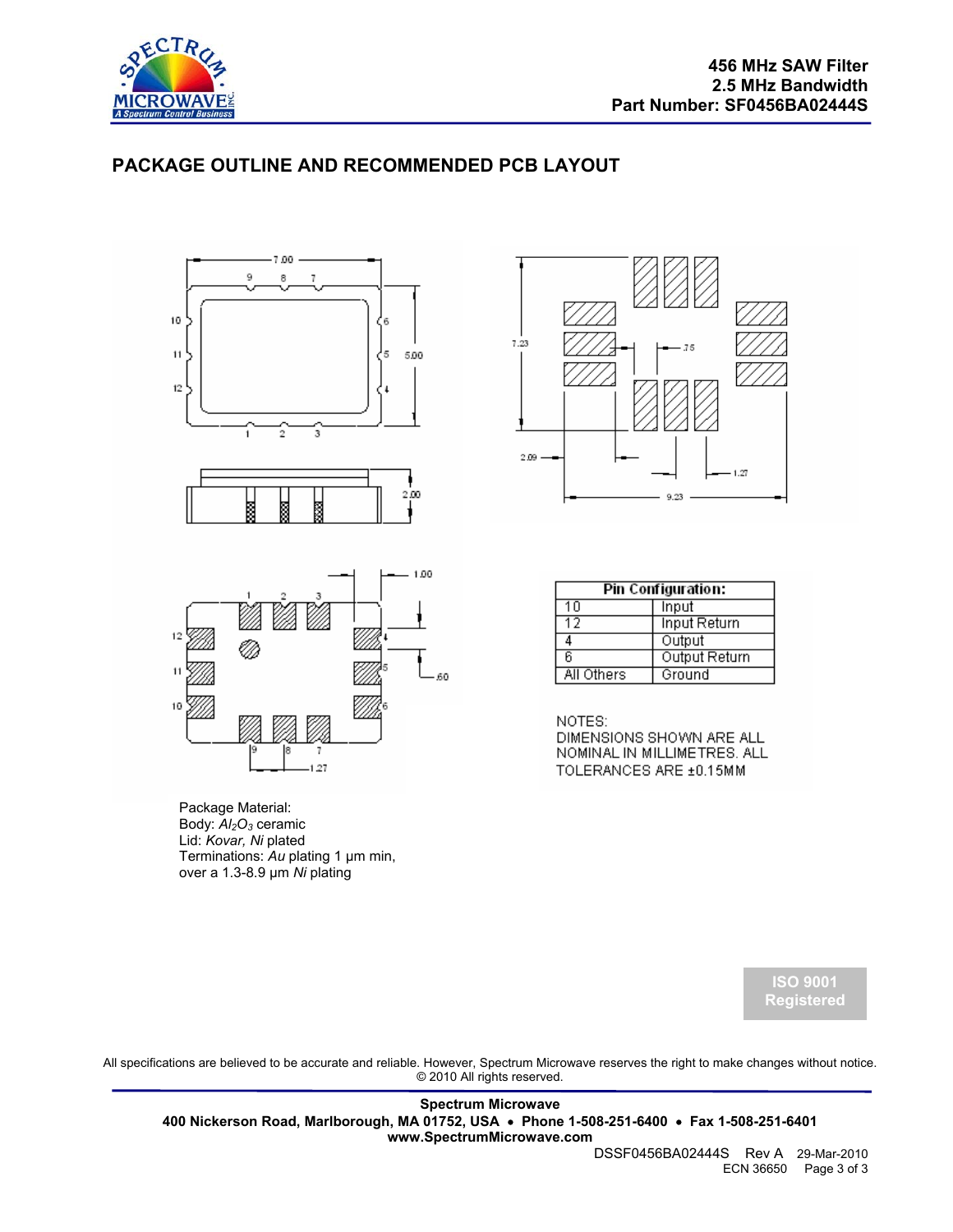## PACKAGE OUTLINE AND RECOMMENDED PCB LAYOUT

7.00
9 8 7
10
11
12
6
5
4
5.00
1 2 3
2.00

7.23
.75
2.09
1.27
9.23

1.00
1 2 3
12
11
10
4
5
6
.60
9 8 7
1.27

| Pin Configuration: | |
|---|---|
| 10 | Input |
| 12 | Input Return |
| 4 | Output |
| 6 | Output Return |
| All Others | Ground |

NOTES:
DIMENSIONS SHOWN ARE ALL NOMINAL IN MILLIMETRES. ALL TOLERANCES ARE ±0.15MM

Package Material:
Body: *$Al_2O_3$* ceramic
Lid: *Kovar, Ni* plated
Terminations: *Au* plating 1 µm min, over a 1.3-8.9 µm *Ni* plating

ISO 9001 Registered

All specifications are believed to be accurate and reliable. However, Spectrum Microwave reserves the right to make changes without notice.
© 2010 All rights reserved.

**Spectrum Microwave**
**400 Nickerson Road, Marlborough, MA 01752, USA • Phone 1-508-251-6400 • Fax 1-508-251-6401**
**www.SpectrumMicrowave.com**

DSSF0456BA02444S Rev A 29-Mar-2010
ECN 36650